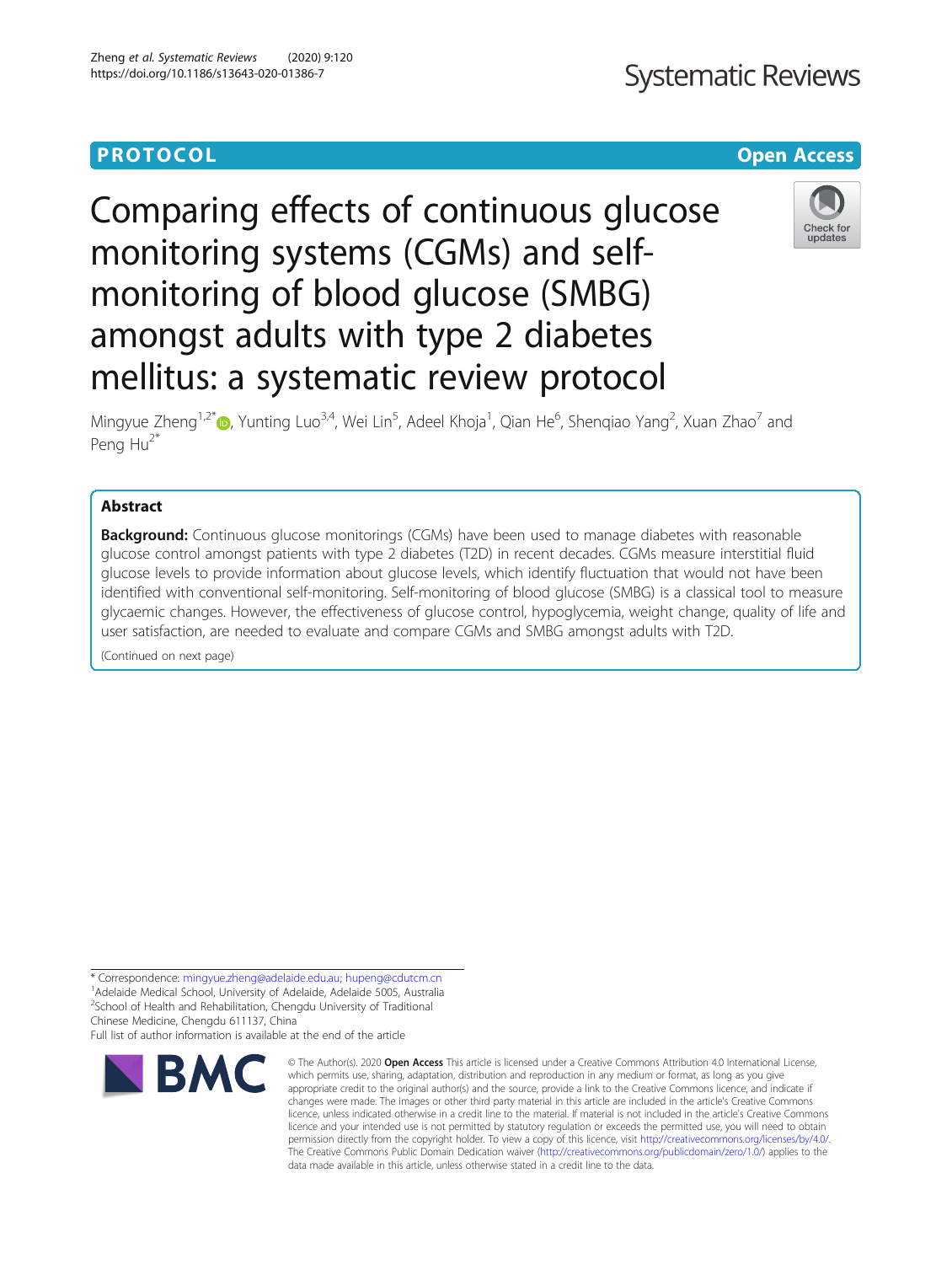PROTOCOL | Open Access

# Comparing effects of continuous glucose monitoring systems (CGMs) and self-monitoring of blood glucose (SMBG) amongst adults with type 2 diabetes mellitus: a systematic review protocol

Mingyue Zheng[1,2*], Yunting Luo[3,4], Wei Lin[5], Adeel Khoja[1], Qian He[6], Shenqiao Yang[2], Xuan Zhao[7] and Peng Hu[2*]

## Abstract

**Background:** Continuous glucose monitorings (CGMs) have been used to manage diabetes with reasonable glucose control amongst patients with type 2 diabetes (T2D) in recent decades. CGMs measure interstitial fluid glucose levels to provide information about glucose levels, which identify fluctuation that would not have been identified with conventional self-monitoring. Self-monitoring of blood glucose (SMBG) is a classical tool to measure glycaemic changes. However, the effectiveness of glucose control, hypoglycemia, weight change, quality of life and user satisfaction, are needed to evaluate and compare CGMs and SMBG amongst adults with T2D.

(Continued on next page)

\* Correspondence: mingyue.zheng@adelaide.edu.au; hupeng@cdutcm.cn
[1]Adelaide Medical School, University of Adelaide, Adelaide 5005, Australia
[2]School of Health and Rehabilitation, Chengdu University of Traditional Chinese Medicine, Chengdu 611137, China
Full list of author information is available at the end of the article

© The Author(s). 2020 **Open Access** This article is licensed under a Creative Commons Attribution 4.0 International License, which permits use, sharing, adaptation, distribution and reproduction in any medium or format, as long as you give appropriate credit to the original author(s) and the source, provide a link to the Creative Commons licence, and indicate if changes were made. The images or other third party material in this article are included in the article's Creative Commons licence, unless indicated otherwise in a credit line to the material. If material is not included in the article's Creative Commons licence and your intended use is not permitted by statutory regulation or exceeds the permitted use, you will need to obtain permission directly from the copyright holder. To view a copy of this licence, visit http://creativecommons.org/licenses/by/4.0/. The Creative Commons Public Domain Dedication waiver (http://creativecommons.org/publicdomain/zero/1.0/) applies to the data made available in this article, unless otherwise stated in a credit line to the data.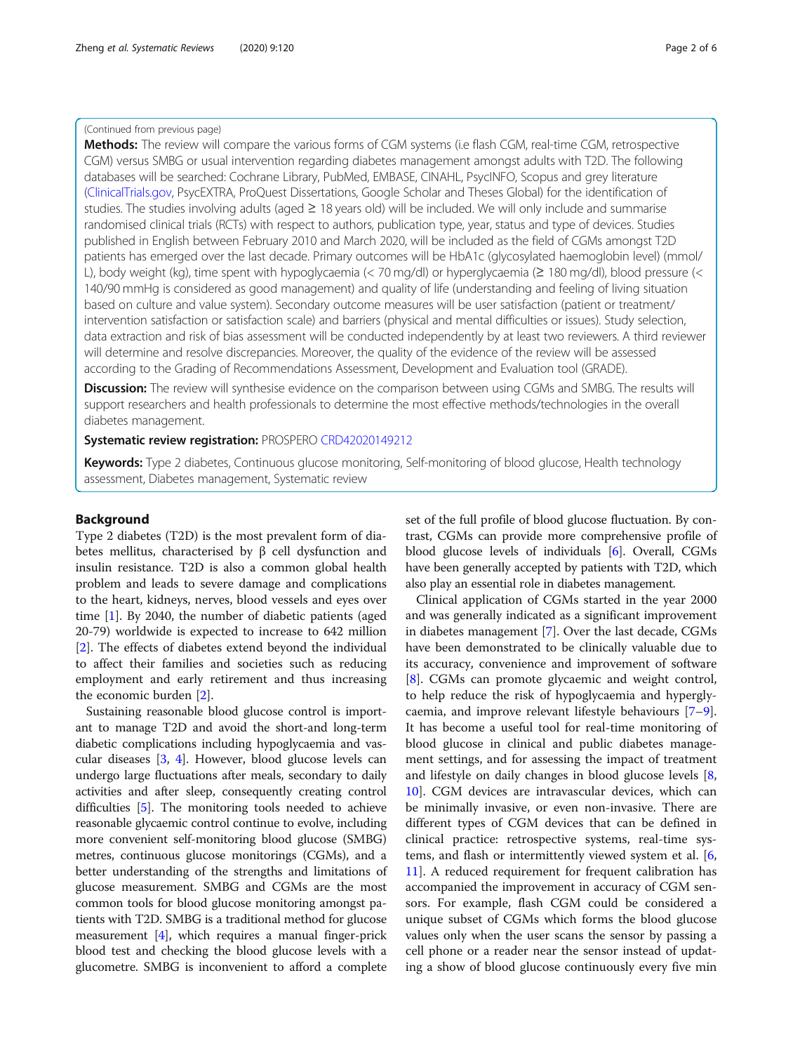(Continued from previous page)

**Methods:** The review will compare the various forms of CGM systems (i.e flash CGM, real-time CGM, retrospective CGM) versus SMBG or usual intervention regarding diabetes management amongst adults with T2D. The following databases will be searched: Cochrane Library, PubMed, EMBASE, CINAHL, PsycINFO, Scopus and grey literature (ClinicalTrials.gov, PsycEXTRA, ProQuest Dissertations, Google Scholar and Theses Global) for the identification of studies. The studies involving adults (aged ≥ 18 years old) will be included. We will only include and summarise randomised clinical trials (RCTs) with respect to authors, publication type, year, status and type of devices. Studies published in English between February 2010 and March 2020, will be included as the field of CGMs amongst T2D patients has emerged over the last decade. Primary outcomes will be HbA1c (glycosylated haemoglobin level) (mmol/L), body weight (kg), time spent with hypoglycaemia (< 70 mg/dl) or hyperglycaemia (≥ 180 mg/dl), blood pressure (< 140/90 mmHg is considered as good management) and quality of life (understanding and feeling of living situation based on culture and value system). Secondary outcome measures will be user satisfaction (patient or treatment/intervention satisfaction or satisfaction scale) and barriers (physical and mental difficulties or issues). Study selection, data extraction and risk of bias assessment will be conducted independently by at least two reviewers. A third reviewer will determine and resolve discrepancies. Moreover, the quality of the evidence of the review will be assessed according to the Grading of Recommendations Assessment, Development and Evaluation tool (GRADE).

**Discussion:** The review will synthesise evidence on the comparison between using CGMs and SMBG. The results will support researchers and health professionals to determine the most effective methods/technologies in the overall diabetes management.

**Systematic review registration:** PROSPERO CRD42020149212

**Keywords:** Type 2 diabetes, Continuous glucose monitoring, Self-monitoring of blood glucose, Health technology assessment, Diabetes management, Systematic review

## Background

Type 2 diabetes (T2D) is the most prevalent form of diabetes mellitus, characterised by β cell dysfunction and insulin resistance. T2D is also a common global health problem and leads to severe damage and complications to the heart, kidneys, nerves, blood vessels and eyes over time [1]. By 2040, the number of diabetic patients (aged 20-79) worldwide is expected to increase to 642 million [2]. The effects of diabetes extend beyond the individual to affect their families and societies such as reducing employment and early retirement and thus increasing the economic burden [2].

Sustaining reasonable blood glucose control is important to manage T2D and avoid the short-and long-term diabetic complications including hypoglycaemia and vascular diseases [3, 4]. However, blood glucose levels can undergo large fluctuations after meals, secondary to daily activities and after sleep, consequently creating control difficulties [5]. The monitoring tools needed to achieve reasonable glycaemic control continue to evolve, including more convenient self-monitoring blood glucose (SMBG) metres, continuous glucose monitorings (CGMs), and a better understanding of the strengths and limitations of glucose measurement. SMBG and CGMs are the most common tools for blood glucose monitoring amongst patients with T2D. SMBG is a traditional method for glucose measurement [4], which requires a manual finger-prick blood test and checking the blood glucose levels with a glucometre. SMBG is inconvenient to afford a complete set of the full profile of blood glucose fluctuation. By contrast, CGMs can provide more comprehensive profile of blood glucose levels of individuals [6]. Overall, CGMs have been generally accepted by patients with T2D, which also play an essential role in diabetes management.

Clinical application of CGMs started in the year 2000 and was generally indicated as a significant improvement in diabetes management [7]. Over the last decade, CGMs have been demonstrated to be clinically valuable due to its accuracy, convenience and improvement of software [8]. CGMs can promote glycaemic and weight control, to help reduce the risk of hypoglycaemia and hyperglycaemia, and improve relevant lifestyle behaviours [7–9]. It has become a useful tool for real-time monitoring of blood glucose in clinical and public diabetes management settings, and for assessing the impact of treatment and lifestyle on daily changes in blood glucose levels [8, 10]. CGM devices are intravascular devices, which can be minimally invasive, or even non-invasive. There are different types of CGM devices that can be defined in clinical practice: retrospective systems, real-time systems, and flash or intermittently viewed system et al. [6, 11]. A reduced requirement for frequent calibration has accompanied the improvement in accuracy of CGM sensors. For example, flash CGM could be considered a unique subset of CGMs which forms the blood glucose values only when the user scans the sensor by passing a cell phone or a reader near the sensor instead of updating a show of blood glucose continuously every five min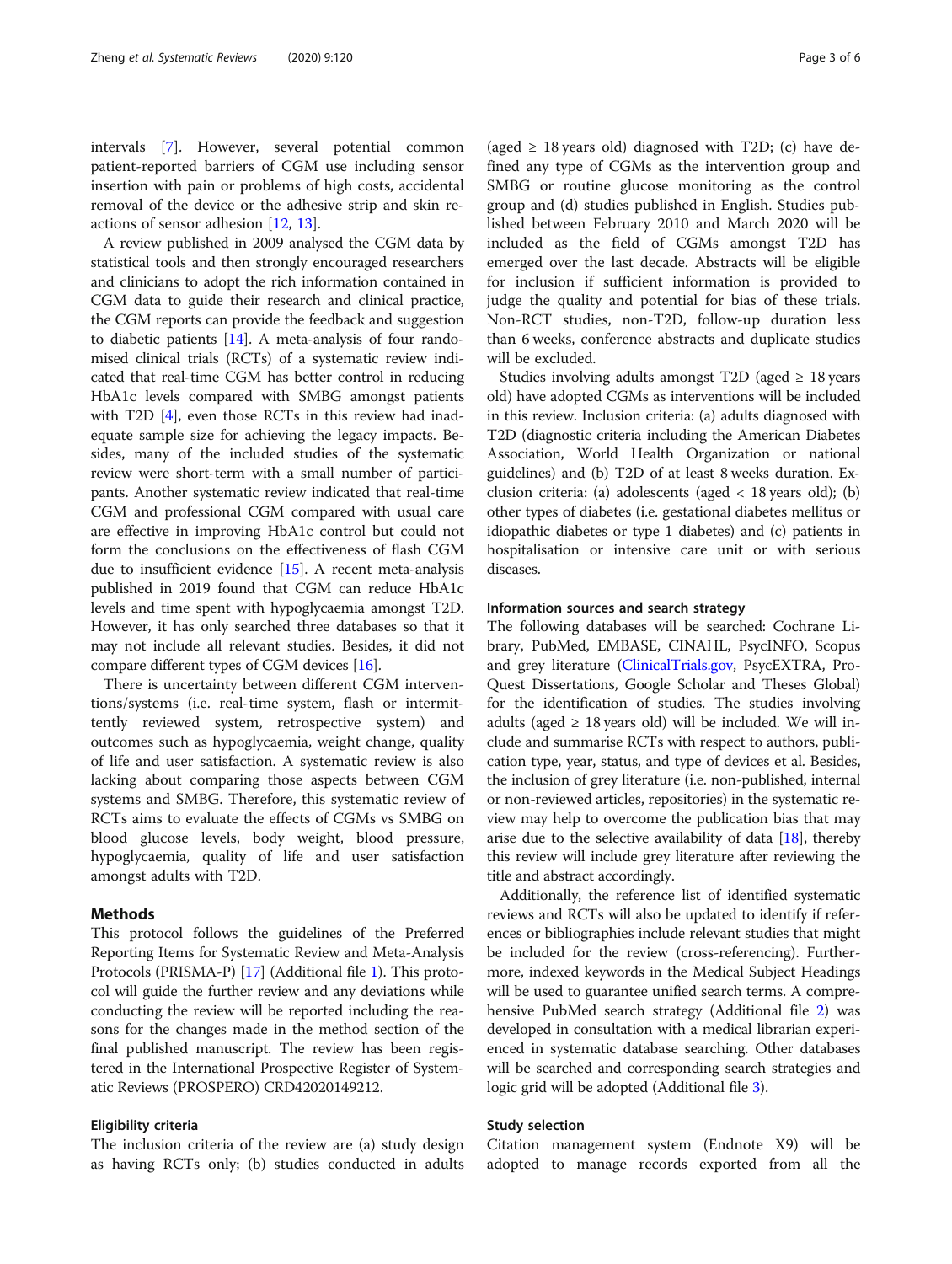intervals [7]. However, several potential common patient-reported barriers of CGM use including sensor insertion with pain or problems of high costs, accidental removal of the device or the adhesive strip and skin reactions of sensor adhesion [12, 13].

A review published in 2009 analysed the CGM data by statistical tools and then strongly encouraged researchers and clinicians to adopt the rich information contained in CGM data to guide their research and clinical practice, the CGM reports can provide the feedback and suggestion to diabetic patients [14]. A meta-analysis of four randomised clinical trials (RCTs) of a systematic review indicated that real-time CGM has better control in reducing HbA1c levels compared with SMBG amongst patients with T2D [4], even those RCTs in this review had inadequate sample size for achieving the legacy impacts. Besides, many of the included studies of the systematic review were short-term with a small number of participants. Another systematic review indicated that real-time CGM and professional CGM compared with usual care are effective in improving HbA1c control but could not form the conclusions on the effectiveness of flash CGM due to insufficient evidence [15]. A recent meta-analysis published in 2019 found that CGM can reduce HbA1c levels and time spent with hypoglycaemia amongst T2D. However, it has only searched three databases so that it may not include all relevant studies. Besides, it did not compare different types of CGM devices [16].

There is uncertainty between different CGM interventions/systems (i.e. real-time system, flash or intermittently reviewed system, retrospective system) and outcomes such as hypoglycaemia, weight change, quality of life and user satisfaction. A systematic review is also lacking about comparing those aspects between CGM systems and SMBG. Therefore, this systematic review of RCTs aims to evaluate the effects of CGMs vs SMBG on blood glucose levels, body weight, blood pressure, hypoglycaemia, quality of life and user satisfaction amongst adults with T2D.

## Methods

This protocol follows the guidelines of the Preferred Reporting Items for Systematic Review and Meta-Analysis Protocols (PRISMA-P) [17] (Additional file 1). This protocol will guide the further review and any deviations while conducting the review will be reported including the reasons for the changes made in the method section of the final published manuscript. The review has been registered in the International Prospective Register of Systematic Reviews (PROSPERO) CRD42020149212.

### Eligibility criteria

The inclusion criteria of the review are (a) study design as having RCTs only; (b) studies conducted in adults (aged ≥ 18 years old) diagnosed with T2D; (c) have defined any type of CGMs as the intervention group and SMBG or routine glucose monitoring as the control group and (d) studies published in English. Studies published between February 2010 and March 2020 will be included as the field of CGMs amongst T2D has emerged over the last decade. Abstracts will be eligible for inclusion if sufficient information is provided to judge the quality and potential for bias of these trials. Non-RCT studies, non-T2D, follow-up duration less than 6 weeks, conference abstracts and duplicate studies will be excluded.

Studies involving adults amongst T2D (aged ≥ 18 years old) have adopted CGMs as interventions will be included in this review. Inclusion criteria: (a) adults diagnosed with T2D (diagnostic criteria including the American Diabetes Association, World Health Organization or national guidelines) and (b) T2D of at least 8 weeks duration. Exclusion criteria: (a) adolescents (aged < 18 years old); (b) other types of diabetes (i.e. gestational diabetes mellitus or idiopathic diabetes or type 1 diabetes) and (c) patients in hospitalisation or intensive care unit or with serious diseases.

### Information sources and search strategy

The following databases will be searched: Cochrane Library, PubMed, EMBASE, CINAHL, PsycINFO, Scopus and grey literature (ClinicalTrials.gov, PsycEXTRA, ProQuest Dissertations, Google Scholar and Theses Global) for the identification of studies. The studies involving adults (aged ≥ 18 years old) will be included. We will include and summarise RCTs with respect to authors, publication type, year, status, and type of devices et al. Besides, the inclusion of grey literature (i.e. non-published, internal or non-reviewed articles, repositories) in the systematic review may help to overcome the publication bias that may arise due to the selective availability of data [18], thereby this review will include grey literature after reviewing the title and abstract accordingly.

Additionally, the reference list of identified systematic reviews and RCTs will also be updated to identify if references or bibliographies include relevant studies that might be included for the review (cross-referencing). Furthermore, indexed keywords in the Medical Subject Headings will be used to guarantee unified search terms. A comprehensive PubMed search strategy (Additional file 2) was developed in consultation with a medical librarian experienced in systematic database searching. Other databases will be searched and corresponding search strategies and logic grid will be adopted (Additional file 3).

### Study selection

Citation management system (Endnote X9) will be adopted to manage records exported from all the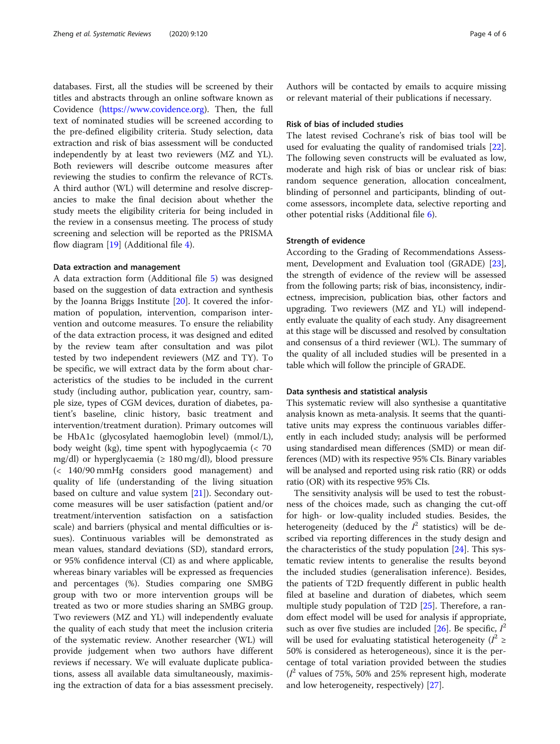databases. First, all the studies will be screened by their titles and abstracts through an online software known as Covidence (https://www.covidence.org). Then, the full text of nominated studies will be screened according to the pre-defined eligibility criteria. Study selection, data extraction and risk of bias assessment will be conducted independently by at least two reviewers (MZ and YL). Both reviewers will describe outcome measures after reviewing the studies to confirm the relevance of RCTs. A third author (WL) will determine and resolve discrepancies to make the final decision about whether the study meets the eligibility criteria for being included in the review in a consensus meeting. The process of study screening and selection will be reported as the PRISMA flow diagram [19] (Additional file 4).

### Data extraction and management

A data extraction form (Additional file 5) was designed based on the suggestion of data extraction and synthesis by the Joanna Briggs Institute [20]. It covered the information of population, intervention, comparison intervention and outcome measures. To ensure the reliability of the data extraction process, it was designed and edited by the review team after consultation and was pilot tested by two independent reviewers (MZ and TY). To be specific, we will extract data by the form about characteristics of the studies to be included in the current study (including author, publication year, country, sample size, types of CGM devices, duration of diabetes, patient's baseline, clinic history, basic treatment and intervention/treatment duration). Primary outcomes will be HbA1c (glycosylated haemoglobin level) (mmol/L), body weight (kg), time spent with hypoglycaemia (< 70 mg/dl) or hyperglycaemia (≥ 180 mg/dl), blood pressure (< 140/90 mmHg considers good management) and quality of life (understanding of the living situation based on culture and value system [21]). Secondary outcome measures will be user satisfaction (patient and/or treatment/intervention satisfaction on a satisfaction scale) and barriers (physical and mental difficulties or issues). Continuous variables will be demonstrated as mean values, standard deviations (SD), standard errors, or 95% confidence interval (CI) as and where applicable, whereas binary variables will be expressed as frequencies and percentages (%). Studies comparing one SMBG group with two or more intervention groups will be treated as two or more studies sharing an SMBG group. Two reviewers (MZ and YL) will independently evaluate the quality of each study that meet the inclusion criteria of the systematic review. Another researcher (WL) will provide judgement when two authors have different reviews if necessary. We will evaluate duplicate publications, assess all available data simultaneously, maximising the extraction of data for a bias assessment precisely. Authors will be contacted by emails to acquire missing or relevant material of their publications if necessary.

### Risk of bias of included studies

The latest revised Cochrane's risk of bias tool will be used for evaluating the quality of randomised trials [22]. The following seven constructs will be evaluated as low, moderate and high risk of bias or unclear risk of bias: random sequence generation, allocation concealment, blinding of personnel and participants, blinding of outcome assessors, incomplete data, selective reporting and other potential risks (Additional file 6).

### Strength of evidence

According to the Grading of Recommendations Assessment, Development and Evaluation tool (GRADE) [23], the strength of evidence of the review will be assessed from the following parts; risk of bias, inconsistency, indirectness, imprecision, publication bias, other factors and upgrading. Two reviewers (MZ and YL) will independently evaluate the quality of each study. Any disagreement at this stage will be discussed and resolved by consultation and consensus of a third reviewer (WL). The summary of the quality of all included studies will be presented in a table which will follow the principle of GRADE.

### Data synthesis and statistical analysis

This systematic review will also synthesise a quantitative analysis known as meta-analysis. It seems that the quantitative units may express the continuous variables differently in each included study; analysis will be performed using standardised mean differences (SMD) or mean differences (MD) with its respective 95% CIs. Binary variables will be analysed and reported using risk ratio (RR) or odds ratio (OR) with its respective 95% CIs.

The sensitivity analysis will be used to test the robustness of the choices made, such as changing the cut-off for high- or low-quality included studies. Besides, the heterogeneity (deduced by the $I^2$ statistics) will be described via reporting differences in the study design and the characteristics of the study population [24]. This systematic review intents to generalise the results beyond the included studies (generalisation inference). Besides, the patients of T2D frequently different in public health filed at baseline and duration of diabetes, which seem multiple study population of T2D [25]. Therefore, a random effect model will be used for analysis if appropriate, such as over five studies are included [26]. Be specific, $I^2$ will be used for evaluating statistical heterogeneity ($I^2 \geq$ 50% is considered as heterogeneous), since it is the percentage of total variation provided between the studies ($I^2$ values of 75%, 50% and 25% represent high, moderate and low heterogeneity, respectively) [27].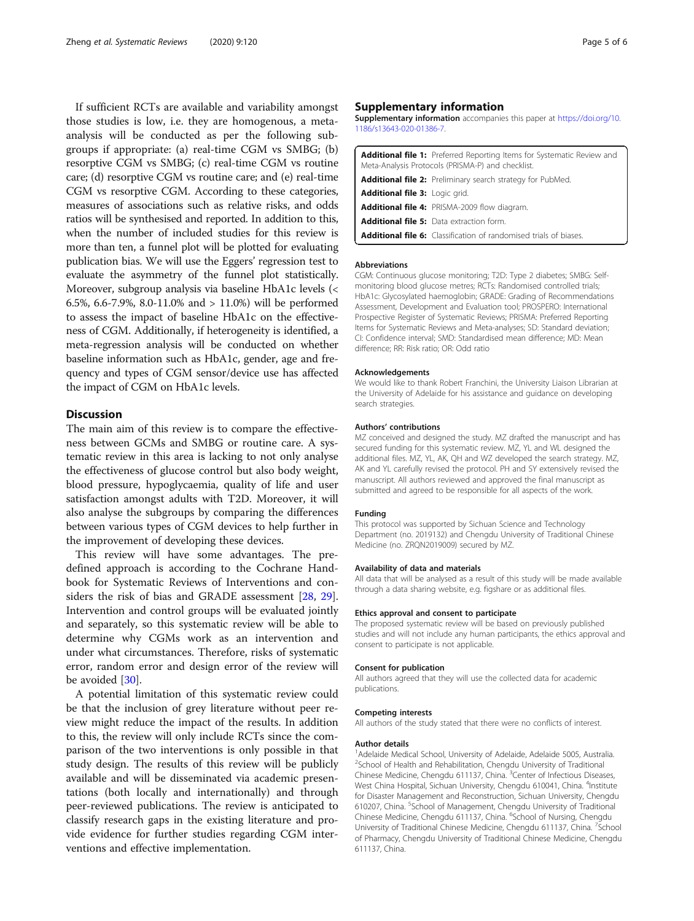If sufficient RCTs are available and variability amongst those studies is low, i.e. they are homogenous, a meta-analysis will be conducted as per the following subgroups if appropriate: (a) real-time CGM vs SMBG; (b) resorptive CGM vs SMBG; (c) real-time CGM vs routine care; (d) resorptive CGM vs routine care; and (e) real-time CGM vs resorptive CGM. According to these categories, measures of associations such as relative risks, and odds ratios will be synthesised and reported. In addition to this, when the number of included studies for this review is more than ten, a funnel plot will be plotted for evaluating publication bias. We will use the Eggers' regression test to evaluate the asymmetry of the funnel plot statistically. Moreover, subgroup analysis via baseline HbA1c levels (< 6.5%, 6.6-7.9%, 8.0-11.0% and > 11.0%) will be performed to assess the impact of baseline HbA1c on the effectiveness of CGM. Additionally, if heterogeneity is identified, a meta-regression analysis will be conducted on whether baseline information such as HbA1c, gender, age and frequency and types of CGM sensor/device use has affected the impact of CGM on HbA1c levels.

## Discussion

The main aim of this review is to compare the effectiveness between GCMs and SMBG or routine care. A systematic review in this area is lacking to not only analyse the effectiveness of glucose control but also body weight, blood pressure, hypoglycaemia, quality of life and user satisfaction amongst adults with T2D. Moreover, it will also analyse the subgroups by comparing the differences between various types of CGM devices to help further in the improvement of developing these devices.

This review will have some advantages. The predefined approach is according to the Cochrane Handbook for Systematic Reviews of Interventions and considers the risk of bias and GRADE assessment [28, 29]. Intervention and control groups will be evaluated jointly and separately, so this systematic review will be able to determine why CGMs work as an intervention and under what circumstances. Therefore, risks of systematic error, random error and design error of the review will be avoided [30].

A potential limitation of this systematic review could be that the inclusion of grey literature without peer review might reduce the impact of the results. In addition to this, the review will only include RCTs since the comparison of the two interventions is only possible in that study design. The results of this review will be publicly available and will be disseminated via academic presentations (both locally and internationally) and through peer-reviewed publications. The review is anticipated to classify research gaps in the existing literature and provide evidence for further studies regarding CGM interventions and effective implementation.

## Supplementary information

**Supplementary information** accompanies this paper at https://doi.org/10.1186/s13643-020-01386-7.

**Additional file 1:** Preferred Reporting Items for Systematic Review and Meta-Analysis Protocols (PRISMA-P) and checklist.
**Additional file 2:** Preliminary search strategy for PubMed.
**Additional file 3:** Logic grid.
**Additional file 4:** PRISMA-2009 flow diagram.
**Additional file 5:** Data extraction form.
**Additional file 6:** Classification of randomised trials of biases.

### Abbreviations

CGM: Continuous glucose monitoring; T2D: Type 2 diabetes; SMBG: Self-monitoring blood glucose metres; RCTs: Randomised controlled trials; HbA1c: Glycosylated haemoglobin; GRADE: Grading of Recommendations Assessment, Development and Evaluation tool; PROSPERO: International Prospective Register of Systematic Reviews; PRISMA: Preferred Reporting Items for Systematic Reviews and Meta-analyses; SD: Standard deviation; CI: Confidence interval; SMD: Standardised mean difference; MD: Mean difference; RR: Risk ratio; OR: Odd ratio

### Acknowledgements

We would like to thank Robert Franchini, the University Liaison Librarian at the University of Adelaide for his assistance and guidance on developing search strategies.

### Authors' contributions

MZ conceived and designed the study. MZ drafted the manuscript and has secured funding for this systematic review. MZ, YL and WL designed the additional files. MZ, YL, AK, QH and WZ developed the search strategy. MZ, AK and YL carefully revised the protocol. PH and SY extensively revised the manuscript. All authors reviewed and approved the final manuscript as submitted and agreed to be responsible for all aspects of the work.

### Funding

This protocol was supported by Sichuan Science and Technology Department (no. 2019132) and Chengdu University of Traditional Chinese Medicine (no. ZRQN2019009) secured by MZ.

### Availability of data and materials

All data that will be analysed as a result of this study will be made available through a data sharing website, e.g. figshare or as additional files.

### Ethics approval and consent to participate

The proposed systematic review will be based on previously published studies and will not include any human participants, the ethics approval and consent to participate is not applicable.

### Consent for publication

All authors agreed that they will use the collected data for academic publications.

### Competing interests

All authors of the study stated that there were no conflicts of interest.

### Author details

[1]Adelaide Medical School, University of Adelaide, Adelaide 5005, Australia. [2]School of Health and Rehabilitation, Chengdu University of Traditional Chinese Medicine, Chengdu 611137, China. [3]Center of Infectious Diseases, West China Hospital, Sichuan University, Chengdu 610041, China. [4]Institute for Disaster Management and Reconstruction, Sichuan University, Chengdu 610207, China. [5]School of Management, Chengdu University of Traditional Chinese Medicine, Chengdu 611137, China. [6]School of Nursing, Chengdu University of Traditional Chinese Medicine, Chengdu 611137, China. [7]School of Pharmacy, Chengdu University of Traditional Chinese Medicine, Chengdu 611137, China.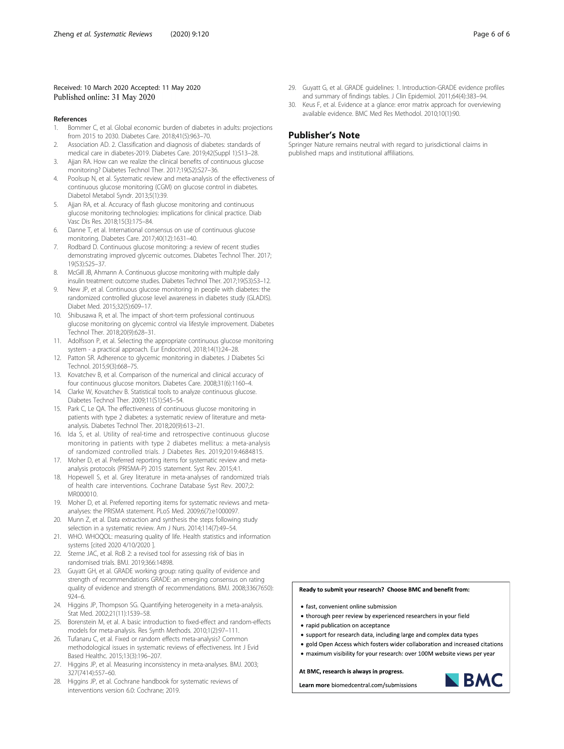Received: 10 March 2020 Accepted: 11 May 2020
Published online: 31 May 2020

## References

1. Bommer C, et al. Global economic burden of diabetes in adults: projections from 2015 to 2030. Diabetes Care. 2018;41(5):963–70.
2. Association AD. 2. Classification and diagnosis of diabetes: standards of medical care in diabetes-2019. Diabetes Care. 2019;42(Suppl 1):S13–28.
3. Ajjan RA. How can we realize the clinical benefits of continuous glucose monitoring? Diabetes Technol Ther. 2017;19(S2):S27–36.
4. Poolsup N, et al. Systematic review and meta-analysis of the effectiveness of continuous glucose monitoring (CGM) on glucose control in diabetes. Diabetol Metabol Syndr. 2013;5(1):39.
5. Ajjan RA, et al. Accuracy of flash glucose monitoring and continuous glucose monitoring technologies: implications for clinical practice. Diab Vasc Dis Res. 2018;15(3):175–84.
6. Danne T, et al. International consensus on use of continuous glucose monitoring. Diabetes Care. 2017;40(12):1631–40.
7. Rodbard D. Continuous glucose monitoring: a review of recent studies demonstrating improved glycemic outcomes. Diabetes Technol Ther. 2017;19(S3):S25–37.
8. McGill JB, Ahmann A. Continuous glucose monitoring with multiple daily insulin treatment: outcome studies. Diabetes Technol Ther. 2017;19(S3):S3–12.
9. New JP, et al. Continuous glucose monitoring in people with diabetes: the randomized controlled glucose level awareness in diabetes study (GLADIS). Diabet Med. 2015;32(5):609–17.
10. Shibusawa R, et al. The impact of short-term professional continuous glucose monitoring on glycemic control via lifestyle improvement. Diabetes Technol Ther. 2018;20(9):628–31.
11. Adolfsson P, et al. Selecting the appropriate continuous glucose monitoring system - a practical approach. Eur Endocrinol, 2018;14(1):24–28.
12. Patton SR. Adherence to glycemic monitoring in diabetes. J Diabetes Sci Technol. 2015;9(3):668–75.
13. Kovatchev B, et al. Comparison of the numerical and clinical accuracy of four continuous glucose monitors. Diabetes Care. 2008;31(6):1160–4.
14. Clarke W, Kovatchev B. Statistical tools to analyze continuous glucose. Diabetes Technol Ther. 2009;11(S1):S45–54.
15. Park C, Le QA. The effectiveness of continuous glucose monitoring in patients with type 2 diabetes: a systematic review of literature and meta-analysis. Diabetes Technol Ther. 2018;20(9):613–21.
16. Ida S, et al. Utility of real-time and retrospective continuous glucose monitoring in patients with type 2 diabetes mellitus: a meta-analysis of randomized controlled trials. J Diabetes Res. 2019;2019:4684815.
17. Moher D, et al. Preferred reporting items for systematic review and meta-analysis protocols (PRISMA-P) 2015 statement. Syst Rev. 2015;4:1.
18. Hopewell S, et al. Grey literature in meta-analyses of randomized trials of health care interventions. Cochrane Database Syst Rev. 2007;2: MR000010.
19. Moher D, et al. Preferred reporting items for systematic reviews and meta-analyses: the PRISMA statement. PLoS Med. 2009;6(7):e1000097.
20. Munn Z, et al. Data extraction and synthesis the steps following study selection in a systematic review. Am J Nurs. 2014;114(7):49–54.
21. WHO. WHOQOL: measuring quality of life. Health statistics and information systems [cited 2020 4/10/2020 ].
22. Sterne JAC, et al. RoB 2: a revised tool for assessing risk of bias in randomised trials. BMJ. 2019;366:l4898.
23. Guyatt GH, et al. GRADE working group: rating quality of evidence and strength of recommendations GRADE: an emerging consensus on rating quality of evidence and strength of recommendations. BMJ. 2008;336(7650): 924–6.
24. Higgins JP, Thompson SG. Quantifying heterogeneity in a meta-analysis. Stat Med. 2002;21(11):1539–58.
25. Borenstein M, et al. A basic introduction to fixed-effect and random-effects models for meta-analysis. Res Synth Methods. 2010;1(2):97–111.
26. Tufanaru C, et al. Fixed or random effects meta-analysis? Common methodological issues in systematic reviews of effectiveness. Int J Evid Based Healthc. 2015;13(3):196–207.
27. Higgins JP, et al. Measuring inconsistency in meta-analyses. BMJ. 2003; 327(7414):557–60.
28. Higgins JP, et al. Cochrane handbook for systematic reviews of interventions version 6.0: Cochrane; 2019.
29. Guyatt G, et al. GRADE guidelines: 1. Introduction-GRADE evidence profiles and summary of findings tables. J Clin Epidemiol. 2011;64(4):383–94.
30. Keus F, et al. Evidence at a glance: error matrix approach for overviewing available evidence. BMC Med Res Methodol. 2010;10(1):90.

## Publisher's Note

Springer Nature remains neutral with regard to jurisdictional claims in published maps and institutional affiliations.

**Ready to submit your research? Choose BMC and benefit from:**

- fast, convenient online submission
- thorough peer review by experienced researchers in your field
- rapid publication on acceptance
- support for research data, including large and complex data types
- gold Open Access which fosters wider collaboration and increased citations
- maximum visibility for your research: over 100M website views per year

**At BMC, research is always in progress.**

**Learn more** biomedcentral.com/submissions